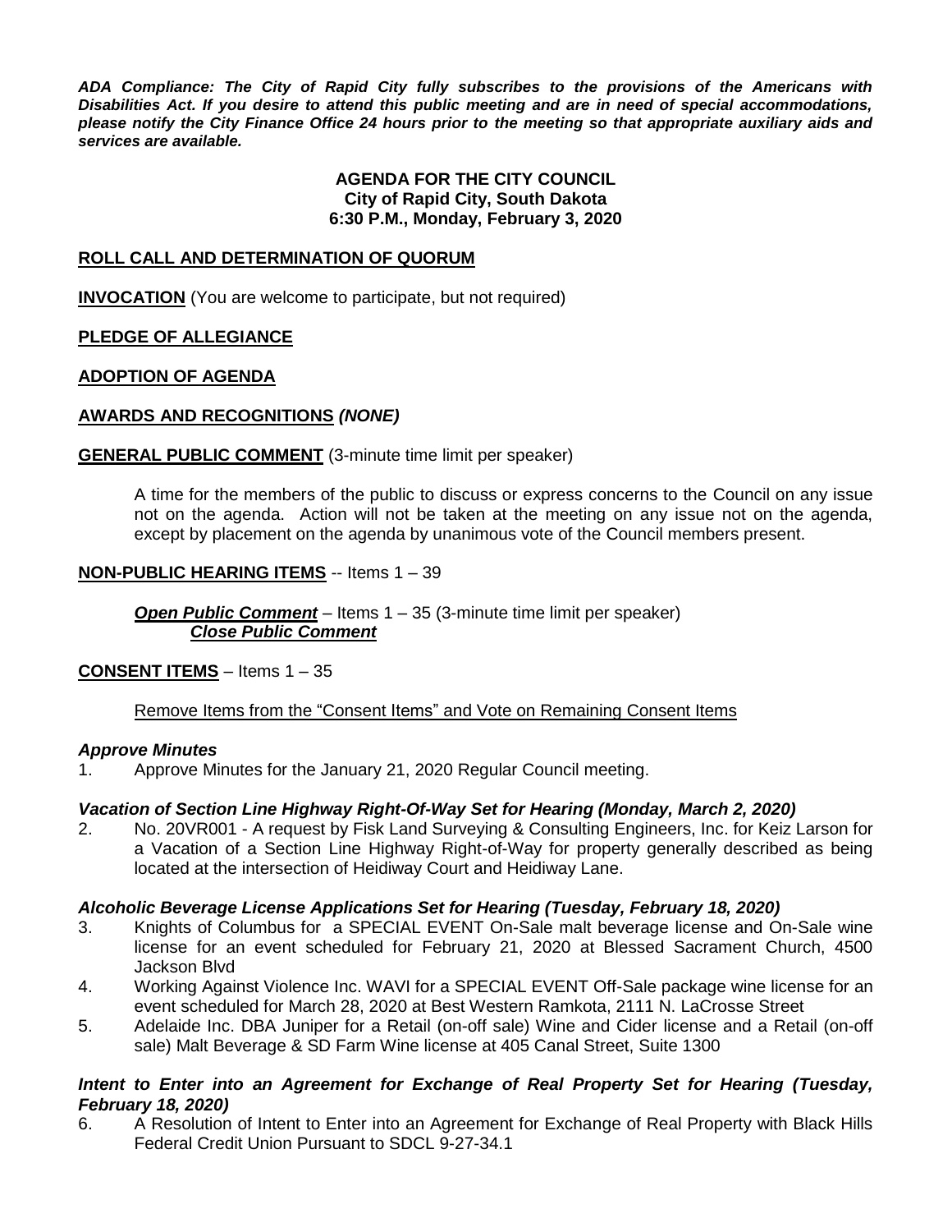***ADA Compliance: The City of Rapid City fully subscribes to the provisions of the Americans with Disabilities Act. If you desire to attend this public meeting and are in need of special accommodations, please notify the City Finance Office 24 hours prior to the meeting so that appropriate auxiliary aids and services are available.***

# AGENDA FOR THE CITY COUNCIL
## City of Rapid City, South Dakota
## 6:30 P.M., Monday, February 3, 2020

**ROLL CALL AND DETERMINATION OF QUORUM**

**INVOCATION** (You are welcome to participate, but not required)

**PLEDGE OF ALLEGIANCE**

**ADOPTION OF AGENDA**

**AWARDS AND RECOGNITIONS** ***(NONE)***

**GENERAL PUBLIC COMMENT** (3-minute time limit per speaker)

A time for the members of the public to discuss or express concerns to the Council on any issue not on the agenda. Action will not be taken at the meeting on any issue not on the agenda, except by placement on the agenda by unanimous vote of the Council members present.

**NON-PUBLIC HEARING ITEMS** -- Items 1 – 39

***Open Public Comment*** – Items 1 – 35 (3-minute time limit per speaker)
***Close Public Comment***

**CONSENT ITEMS** – Items 1 – 35

Remove Items from the "Consent Items" and Vote on Remaining Consent Items

***Approve Minutes***

1. Approve Minutes for the January 21, 2020 Regular Council meeting.

***Vacation of Section Line Highway Right-Of-Way Set for Hearing (Monday, March 2, 2020)***

2. No. 20VR001 - A request by Fisk Land Surveying & Consulting Engineers, Inc. for Keiz Larson for a Vacation of a Section Line Highway Right-of-Way for property generally described as being located at the intersection of Heidiway Court and Heidiway Lane.

***Alcoholic Beverage License Applications Set for Hearing (Tuesday, February 18, 2020)***

3. Knights of Columbus for a SPECIAL EVENT On-Sale malt beverage license and On-Sale wine license for an event scheduled for February 21, 2020 at Blessed Sacrament Church, 4500 Jackson Blvd
4. Working Against Violence Inc. WAVI for a SPECIAL EVENT Off-Sale package wine license for an event scheduled for March 28, 2020 at Best Western Ramkota, 2111 N. LaCrosse Street
5. Adelaide Inc. DBA Juniper for a Retail (on-off sale) Wine and Cider license and a Retail (on-off sale) Malt Beverage & SD Farm Wine license at 405 Canal Street, Suite 1300

***Intent to Enter into an Agreement for Exchange of Real Property Set for Hearing (Tuesday, February 18, 2020)***

6. A Resolution of Intent to Enter into an Agreement for Exchange of Real Property with Black Hills Federal Credit Union Pursuant to SDCL 9-27-34.1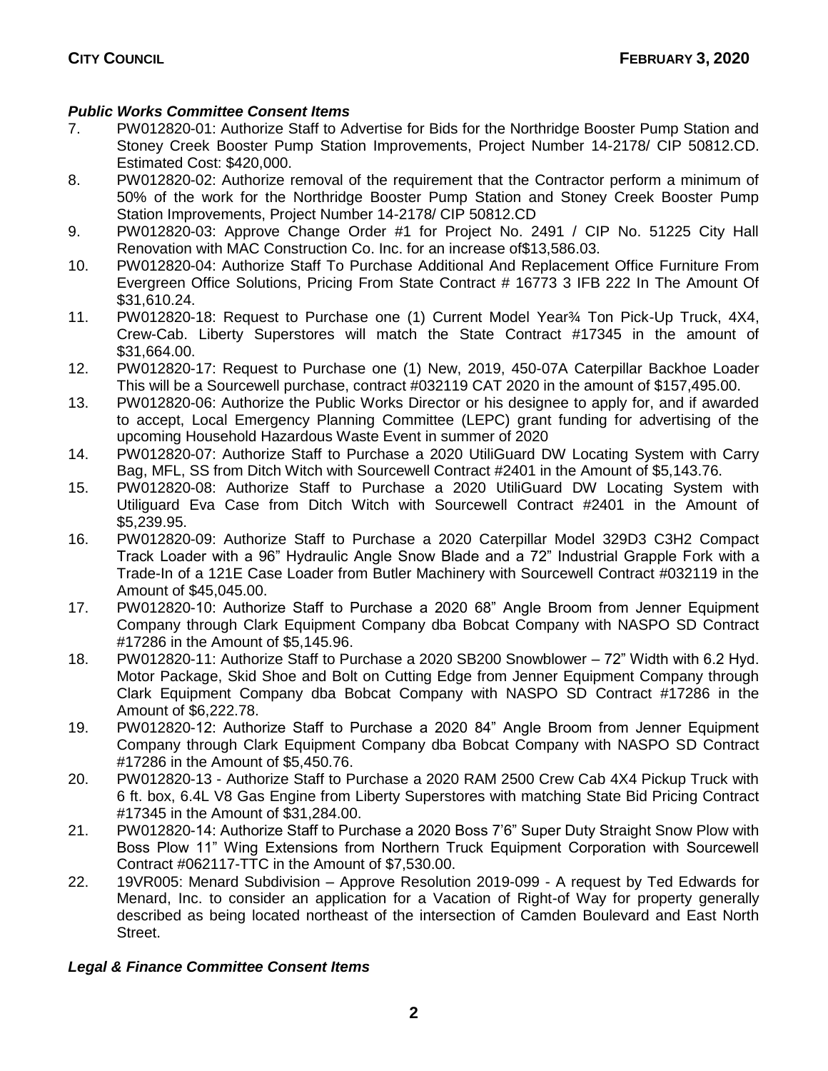### *Public Works Committee Consent Items*

7. PW012820-01: Authorize Staff to Advertise for Bids for the Northridge Booster Pump Station and Stoney Creek Booster Pump Station Improvements, Project Number 14-2178/ CIP 50812.CD. Estimated Cost: $420,000.
8. PW012820-02: Authorize removal of the requirement that the Contractor perform a minimum of 50% of the work for the Northridge Booster Pump Station and Stoney Creek Booster Pump Station Improvements, Project Number 14-2178/ CIP 50812.CD
9. PW012820-03: Approve Change Order #1 for Project No. 2491 / CIP No. 51225 City Hall Renovation with MAC Construction Co. Inc. for an increase of$13,586.03.
10. PW012820-04: Authorize Staff To Purchase Additional And Replacement Office Furniture From Evergreen Office Solutions, Pricing From State Contract # 16773 3 IFB 222 In The Amount Of $31,610.24.
11. PW012820-18: Request to Purchase one (1) Current Model Year¾ Ton Pick-Up Truck, 4X4, Crew-Cab. Liberty Superstores will match the State Contract #17345 in the amount of $31,664.00.
12. PW012820-17: Request to Purchase one (1) New, 2019, 450-07A Caterpillar Backhoe Loader This will be a Sourcewell purchase, contract #032119 CAT 2020 in the amount of $157,495.00.
13. PW012820-06: Authorize the Public Works Director or his designee to apply for, and if awarded to accept, Local Emergency Planning Committee (LEPC) grant funding for advertising of the upcoming Household Hazardous Waste Event in summer of 2020
14. PW012820-07: Authorize Staff to Purchase a 2020 UtiliGuard DW Locating System with Carry Bag, MFL, SS from Ditch Witch with Sourcewell Contract #2401 in the Amount of $5,143.76.
15. PW012820-08: Authorize Staff to Purchase a 2020 UtiliGuard DW Locating System with Utiliguard Eva Case from Ditch Witch with Sourcewell Contract #2401 in the Amount of $5,239.95.
16. PW012820-09: Authorize Staff to Purchase a 2020 Caterpillar Model 329D3 C3H2 Compact Track Loader with a 96" Hydraulic Angle Snow Blade and a 72" Industrial Grapple Fork with a Trade-In of a 121E Case Loader from Butler Machinery with Sourcewell Contract #032119 in the Amount of $45,045.00.
17. PW012820-10: Authorize Staff to Purchase a 2020 68" Angle Broom from Jenner Equipment Company through Clark Equipment Company dba Bobcat Company with NASPO SD Contract #17286 in the Amount of $5,145.96.
18. PW012820-11: Authorize Staff to Purchase a 2020 SB200 Snowblower – 72" Width with 6.2 Hyd. Motor Package, Skid Shoe and Bolt on Cutting Edge from Jenner Equipment Company through Clark Equipment Company dba Bobcat Company with NASPO SD Contract #17286 in the Amount of $6,222.78.
19. PW012820-12: Authorize Staff to Purchase a 2020 84" Angle Broom from Jenner Equipment Company through Clark Equipment Company dba Bobcat Company with NASPO SD Contract #17286 in the Amount of $5,450.76.
20. PW012820-13 - Authorize Staff to Purchase a 2020 RAM 2500 Crew Cab 4X4 Pickup Truck with 6 ft. box, 6.4L V8 Gas Engine from Liberty Superstores with matching State Bid Pricing Contract #17345 in the Amount of $31,284.00.
21. PW012820-14: Authorize Staff to Purchase a 2020 Boss 7'6" Super Duty Straight Snow Plow with Boss Plow 11" Wing Extensions from Northern Truck Equipment Corporation with Sourcewell Contract #062117-TTC in the Amount of $7,530.00.
22. 19VR005: Menard Subdivision – Approve Resolution 2019-099 - A request by Ted Edwards for Menard, Inc. to consider an application for a Vacation of Right-of Way for property generally described as being located northeast of the intersection of Camden Boulevard and East North Street.

### *Legal & Finance Committee Consent Items*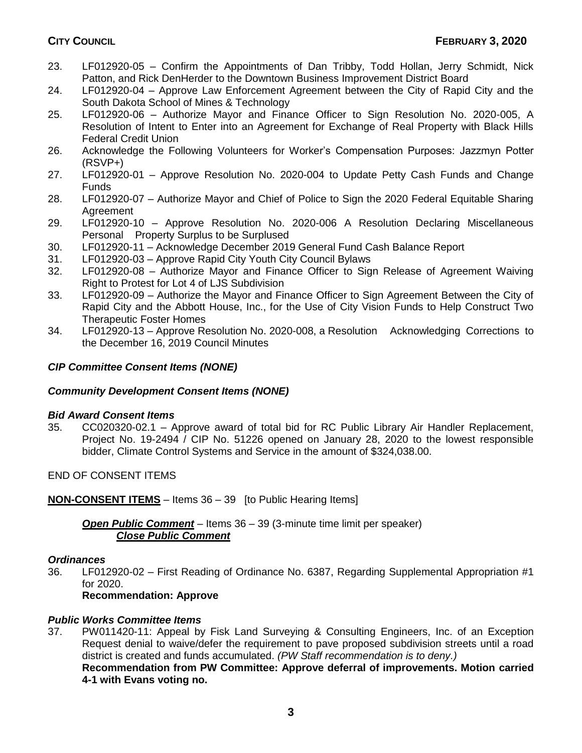23. LF012920-05 – Confirm the Appointments of Dan Tribby, Todd Hollan, Jerry Schmidt, Nick Patton, and Rick DenHerder to the Downtown Business Improvement District Board
24. LF012920-04 – Approve Law Enforcement Agreement between the City of Rapid City and the South Dakota School of Mines & Technology
25. LF012920-06 – Authorize Mayor and Finance Officer to Sign Resolution No. 2020-005, A Resolution of Intent to Enter into an Agreement for Exchange of Real Property with Black Hills Federal Credit Union
26. Acknowledge the Following Volunteers for Worker's Compensation Purposes: Jazzmyn Potter (RSVP+)
27. LF012920-01 – Approve Resolution No. 2020-004 to Update Petty Cash Funds and Change Funds
28. LF012920-07 – Authorize Mayor and Chief of Police to Sign the 2020 Federal Equitable Sharing Agreement
29. LF012920-10 – Approve Resolution No. 2020-006 A Resolution Declaring Miscellaneous Personal Property Surplus to be Surplused
30. LF012920-11 – Acknowledge December 2019 General Fund Cash Balance Report
31. LF012920-03 – Approve Rapid City Youth City Council Bylaws
32. LF012920-08 – Authorize Mayor and Finance Officer to Sign Release of Agreement Waiving Right to Protest for Lot 4 of LJS Subdivision
33. LF012920-09 – Authorize the Mayor and Finance Officer to Sign Agreement Between the City of Rapid City and the Abbott House, Inc., for the Use of City Vision Funds to Help Construct Two Therapeutic Foster Homes
34. LF012920-13 – Approve Resolution No. 2020-008, a Resolution Acknowledging Corrections to the December 16, 2019 Council Minutes

***CIP Committee Consent Items (NONE)***

***Community Development Consent Items (NONE)***

***Bid Award Consent Items***

35. CC020320-02.1 – Approve award of total bid for RC Public Library Air Handler Replacement, Project No. 19-2494 / CIP No. 51226 opened on January 28, 2020 to the lowest responsible bidder, Climate Control Systems and Service in the amount of $324,038.00.

END OF CONSENT ITEMS

**NON-CONSENT ITEMS** – Items 36 – 39 [to Public Hearing Items]

***Open Public Comment*** – Items 36 – 39 (3-minute time limit per speaker)
***Close Public Comment***

***Ordinances***

36. LF012920-02 – First Reading of Ordinance No. 6387, Regarding Supplemental Appropriation #1 for 2020.
**Recommendation: Approve**

***Public Works Committee Items***

37. PW011420-11: Appeal by Fisk Land Surveying & Consulting Engineers, Inc. of an Exception Request denial to waive/defer the requirement to pave proposed subdivision streets until a road district is created and funds accumulated. *(PW Staff recommendation is to deny.)*
**Recommendation from PW Committee: Approve deferral of improvements. Motion carried 4-1 with Evans voting no.**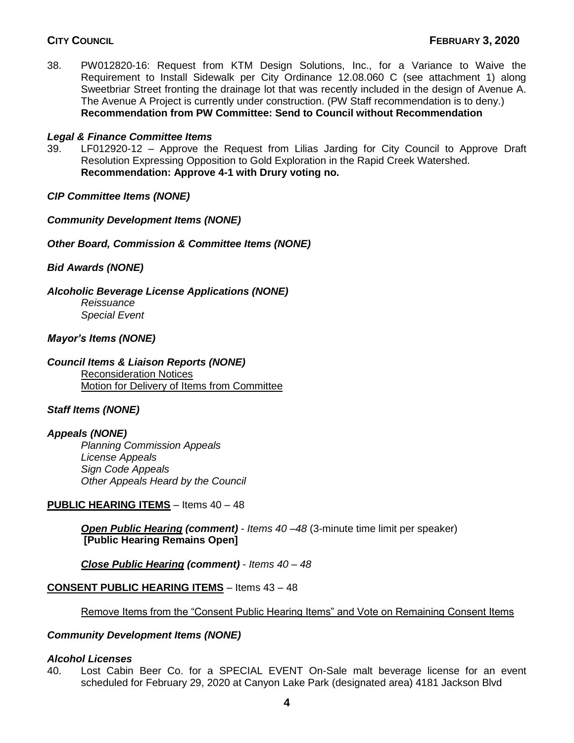38. PW012820-16: Request from KTM Design Solutions, Inc., for a Variance to Waive the Requirement to Install Sidewalk per City Ordinance 12.08.060 C (see attachment 1) along Sweetbriar Street fronting the drainage lot that was recently included in the design of Avenue A. The Avenue A Project is currently under construction. (PW Staff recommendation is to deny.)
    **Recommendation from PW Committee: Send to Council without Recommendation**

***Legal & Finance Committee Items***

39. LF012920-12 – Approve the Request from Lilias Jarding for City Council to Approve Draft Resolution Expressing Opposition to Gold Exploration in the Rapid Creek Watershed.
    **Recommendation: Approve 4-1 with Drury voting no.**

***CIP Committee Items (NONE)***

***Community Development Items (NONE)***

***Other Board, Commission & Committee Items (NONE)***

***Bid Awards (NONE)***

***Alcoholic Beverage License Applications (NONE)***

*Reissuance*

*Special Event*

***Mayor's Items (NONE)***

***Council Items & Liaison Reports (NONE)***

Reconsideration Notices

Motion for Delivery of Items from Committee

***Staff Items (NONE)***

***Appeals (NONE)***

*Planning Commission Appeals*

*License Appeals*

*Sign Code Appeals*

*Other Appeals Heard by the Council*

**PUBLIC HEARING ITEMS** – Items 40 – 48

***Open Public Hearing (comment)*** - *Items 40 –48* (3-minute time limit per speaker)
**[Public Hearing Remains Open]**

***Close Public Hearing (comment)*** - *Items 40 – 48*

**CONSENT PUBLIC HEARING ITEMS** – Items 43 – 48

Remove Items from the "Consent Public Hearing Items" and Vote on Remaining Consent Items

***Community Development Items (NONE)***

***Alcohol Licenses***

40. Lost Cabin Beer Co. for a SPECIAL EVENT On-Sale malt beverage license for an event scheduled for February 29, 2020 at Canyon Lake Park (designated area) 4181 Jackson Blvd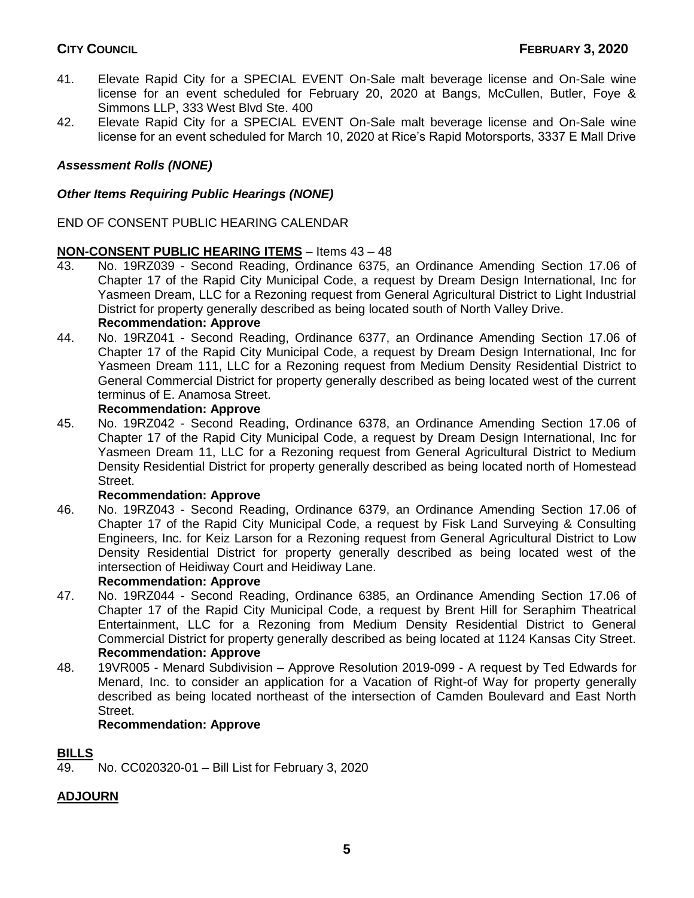41. Elevate Rapid City for a SPECIAL EVENT On-Sale malt beverage license and On-Sale wine license for an event scheduled for February 20, 2020 at Bangs, McCullen, Butler, Foye & Simmons LLP, 333 West Blvd Ste. 400
42. Elevate Rapid City for a SPECIAL EVENT On-Sale malt beverage license and On-Sale wine license for an event scheduled for March 10, 2020 at Rice's Rapid Motorsports, 3337 E Mall Drive

***Assessment Rolls (NONE)***

***Other Items Requiring Public Hearings (NONE)***

END OF CONSENT PUBLIC HEARING CALENDAR

**NON-CONSENT PUBLIC HEARING ITEMS** – Items 43 – 48

43. No. 19RZ039 - Second Reading, Ordinance 6375, an Ordinance Amending Section 17.06 of Chapter 17 of the Rapid City Municipal Code, a request by Dream Design International, Inc for Yasmeen Dream, LLC for a Rezoning request from General Agricultural District to Light Industrial District for property generally described as being located south of North Valley Drive.
    **Recommendation: Approve**
44. No. 19RZ041 - Second Reading, Ordinance 6377, an Ordinance Amending Section 17.06 of Chapter 17 of the Rapid City Municipal Code, a request by Dream Design International, Inc for Yasmeen Dream 111, LLC for a Rezoning request from Medium Density Residential District to General Commercial District for property generally described as being located west of the current terminus of E. Anamosa Street.
    **Recommendation: Approve**
45. No. 19RZ042 - Second Reading, Ordinance 6378, an Ordinance Amending Section 17.06 of Chapter 17 of the Rapid City Municipal Code, a request by Dream Design International, Inc for Yasmeen Dream 11, LLC for a Rezoning request from General Agricultural District to Medium Density Residential District for property generally described as being located north of Homestead Street.
    **Recommendation: Approve**
46. No. 19RZ043 - Second Reading, Ordinance 6379, an Ordinance Amending Section 17.06 of Chapter 17 of the Rapid City Municipal Code, a request by Fisk Land Surveying & Consulting Engineers, Inc. for Keiz Larson for a Rezoning request from General Agricultural District to Low Density Residential District for property generally described as being located west of the intersection of Heidiway Court and Heidiway Lane.
    **Recommendation: Approve**
47. No. 19RZ044 - Second Reading, Ordinance 6385, an Ordinance Amending Section 17.06 of Chapter 17 of the Rapid City Municipal Code, a request by Brent Hill for Seraphim Theatrical Entertainment, LLC for a Rezoning from Medium Density Residential District to General Commercial District for property generally described as being located at 1124 Kansas City Street.
    **Recommendation: Approve**
48. 19VR005 - Menard Subdivision – Approve Resolution 2019-099 - A request by Ted Edwards for Menard, Inc. to consider an application for a Vacation of Right-of Way for property generally described as being located northeast of the intersection of Camden Boulevard and East North Street.
    **Recommendation: Approve**

**BILLS**

49. No. CC020320-01 – Bill List for February 3, 2020

**ADJOURN**